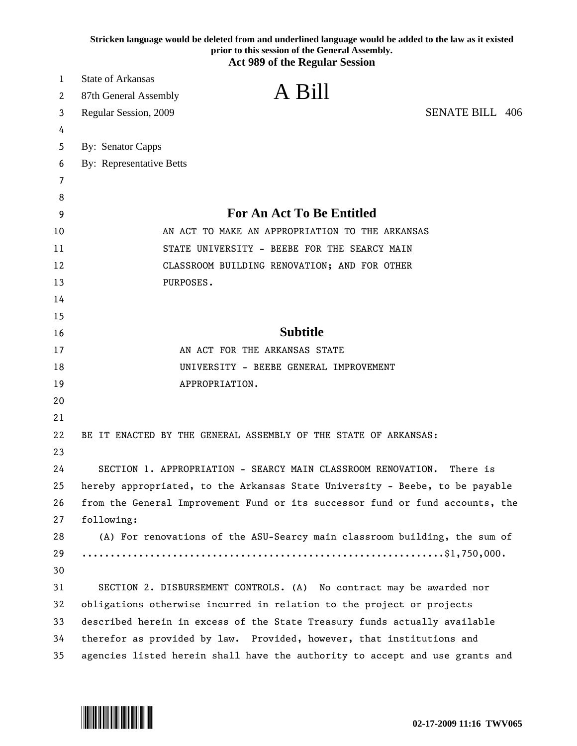**Stricken language would be deleted from and underlined language would be added to the law as it existed prior to this session of the General Assembly.**
**Act 989 of the Regular Session**

State of Arkansas
87th General Assembly
Regular Session, 2009

# A Bill

SENATE BILL 406

By: Senator Capps
By: Representative Betts

## For An Act To Be Entitled

AN ACT TO MAKE AN APPROPRIATION TO THE ARKANSAS STATE UNIVERSITY - BEEBE FOR THE SEARCY MAIN CLASSROOM BUILDING RENOVATION; AND FOR OTHER PURPOSES.

## Subtitle

AN ACT FOR THE ARKANSAS STATE UNIVERSITY - BEEBE GENERAL IMPROVEMENT APPROPRIATION.

BE IT ENACTED BY THE GENERAL ASSEMBLY OF THE STATE OF ARKANSAS:

SECTION 1. APPROPRIATION - SEARCY MAIN CLASSROOM RENOVATION. There is hereby appropriated, to the Arkansas State University - Beebe, to be payable from the General Improvement Fund or its successor fund or fund accounts, the following:

(A) For renovations of the ASU-Searcy main classroom building, the sum of ..............................................................$1,750,000.

SECTION 2. DISBURSEMENT CONTROLS. (A) No contract may be awarded nor obligations otherwise incurred in relation to the project or projects described herein in excess of the State Treasury funds actually available therefor as provided by law. Provided, however, that institutions and agencies listed herein shall have the authority to accept and use grants and

02-17-2009 11:16 TWV065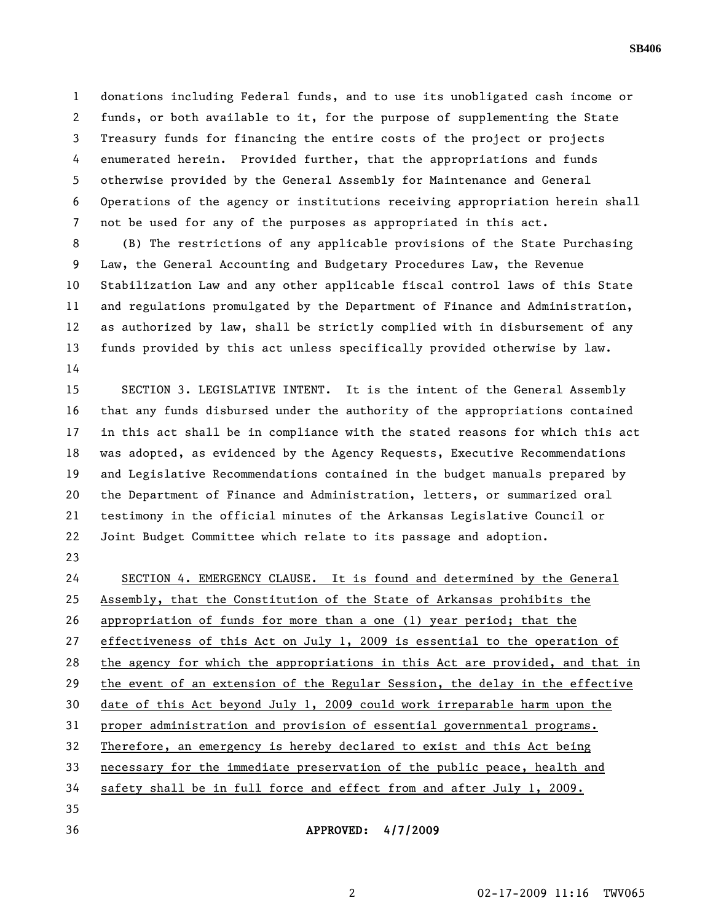donations including Federal funds, and to use its unobligated cash income or funds, or both available to it, for the purpose of supplementing the State Treasury funds for financing the entire costs of the project or projects enumerated herein. Provided further, that the appropriations and funds otherwise provided by the General Assembly for Maintenance and General Operations of the agency or institutions receiving appropriation herein shall not be used for any of the purposes as appropriated in this act.

(B) The restrictions of any applicable provisions of the State Purchasing Law, the General Accounting and Budgetary Procedures Law, the Revenue Stabilization Law and any other applicable fiscal control laws of this State and regulations promulgated by the Department of Finance and Administration, as authorized by law, shall be strictly complied with in disbursement of any funds provided by this act unless specifically provided otherwise by law.

SECTION 3. LEGISLATIVE INTENT. It is the intent of the General Assembly that any funds disbursed under the authority of the appropriations contained in this act shall be in compliance with the stated reasons for which this act was adopted, as evidenced by the Agency Requests, Executive Recommendations and Legislative Recommendations contained in the budget manuals prepared by the Department of Finance and Administration, letters, or summarized oral testimony in the official minutes of the Arkansas Legislative Council or Joint Budget Committee which relate to its passage and adoption.

SECTION 4. EMERGENCY CLAUSE. It is found and determined by the General Assembly, that the Constitution of the State of Arkansas prohibits the appropriation of funds for more than a one (1) year period; that the effectiveness of this Act on July 1, 2009 is essential to the operation of the agency for which the appropriations in this Act are provided, and that in the event of an extension of the Regular Session, the delay in the effective date of this Act beyond July 1, 2009 could work irreparable harm upon the proper administration and provision of essential governmental programs. Therefore, an emergency is hereby declared to exist and this Act being necessary for the immediate preservation of the public peace, health and safety shall be in full force and effect from and after July 1, 2009.

**APPROVED: 4/7/2009**